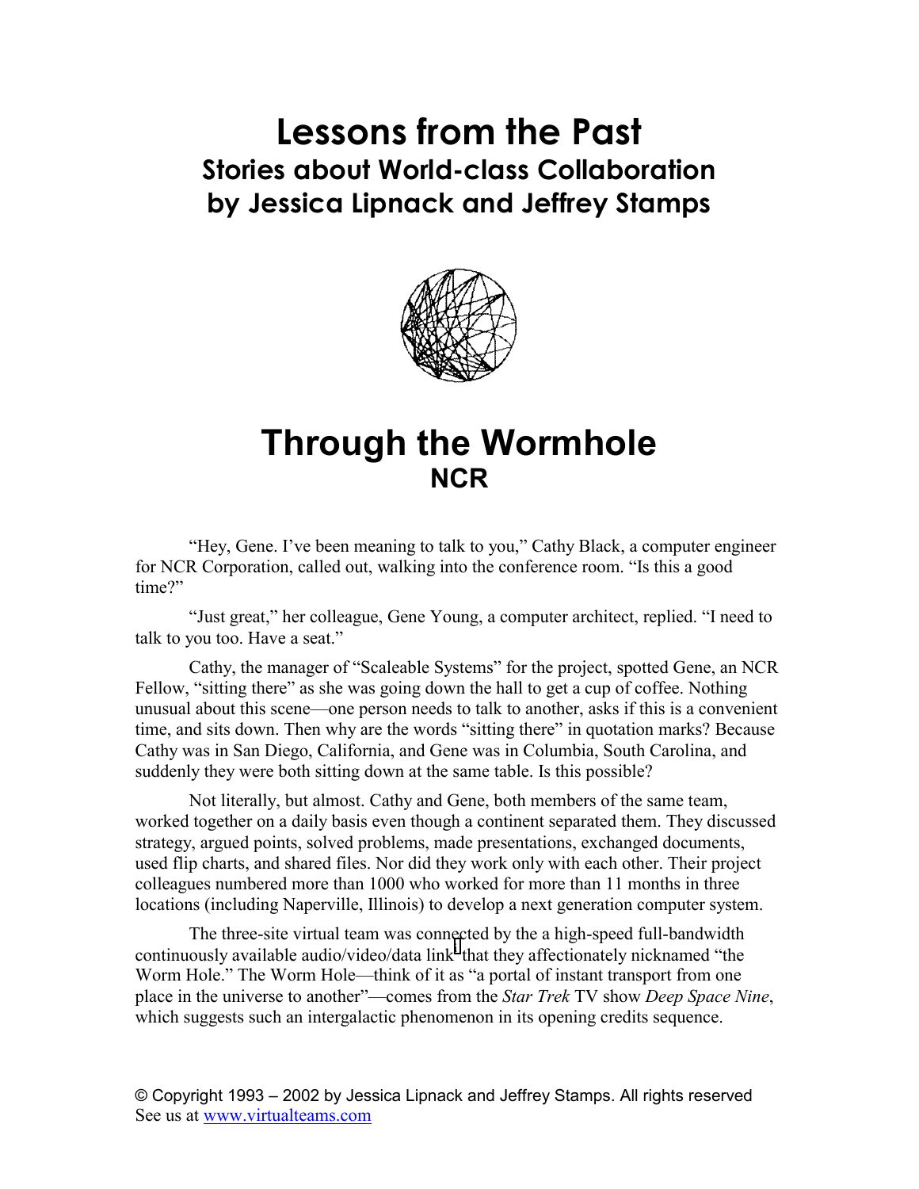# Lessons from the Past

## Stories about World-class Collaboration
## by Jessica Lipnack and Jeffrey Stamps

# Through the Wormhole

## NCR

"Hey, Gene. I've been meaning to talk to you," Cathy Black, a computer engineer for NCR Corporation, called out, walking into the conference room. "Is this a good time?"

"Just great," her colleague, Gene Young, a computer architect, replied. "I need to talk to you too. Have a seat."

Cathy, the manager of "Scaleable Systems" for the project, spotted Gene, an NCR Fellow, "sitting there" as she was going down the hall to get a cup of coffee. Nothing unusual about this scene—one person needs to talk to another, asks if this is a convenient time, and sits down. Then why are the words "sitting there" in quotation marks? Because Cathy was in San Diego, California, and Gene was in Columbia, South Carolina, and suddenly they were both sitting down at the same table. Is this possible?

Not literally, but almost. Cathy and Gene, both members of the same team, worked together on a daily basis even though a continent separated them. They discussed strategy, argued points, solved problems, made presentations, exchanged documents, used flip charts, and shared files. Nor did they work only with each other. Their project colleagues numbered more than 1000 who worked for more than 11 months in three locations (including Naperville, Illinois) to develop a next generation computer system.

The three-site virtual team was connected by the a high-speed full-bandwidth continuously available audio/video/data link[1] that they affectionately nicknamed "the Worm Hole." The Worm Hole—think of it as "a portal of instant transport from one place in the universe to another"—comes from the *Star Trek* TV show *Deep Space Nine*, which suggests such an intergalactic phenomenon in its opening credits sequence.

© Copyright 1993 – 2002 by Jessica Lipnack and Jeffrey Stamps. All rights reserved
See us at www.virtualteams.com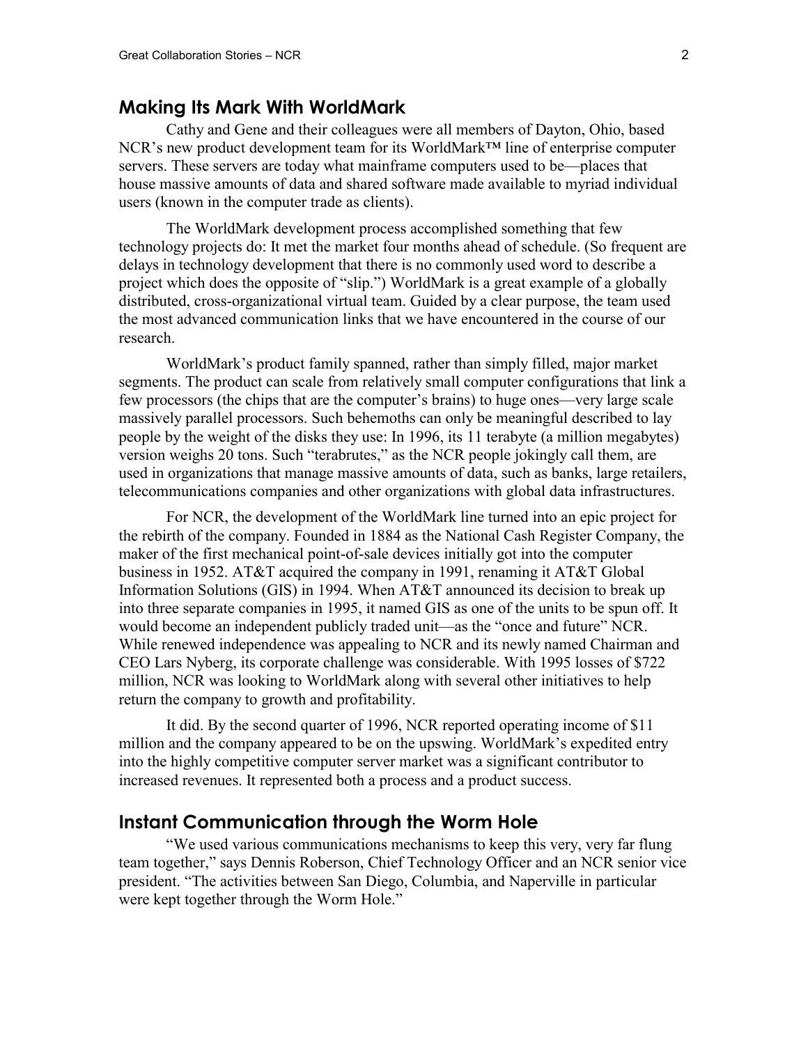## Making Its Mark With WorldMark

Cathy and Gene and their colleagues were all members of Dayton, Ohio, based NCR's new product development team for its WorldMark™ line of enterprise computer servers. These servers are today what mainframe computers used to be—places that house massive amounts of data and shared software made available to myriad individual users (known in the computer trade as clients).

The WorldMark development process accomplished something that few technology projects do: It met the market four months ahead of schedule. (So frequent are delays in technology development that there is no commonly used word to describe a project which does the opposite of "slip.") WorldMark is a great example of a globally distributed, cross-organizational virtual team. Guided by a clear purpose, the team used the most advanced communication links that we have encountered in the course of our research.

WorldMark's product family spanned, rather than simply filled, major market segments. The product can scale from relatively small computer configurations that link a few processors (the chips that are the computer's brains) to huge ones—very large scale massively parallel processors. Such behemoths can only be meaningful described to lay people by the weight of the disks they use: In 1996, its 11 terabyte (a million megabytes) version weighs 20 tons. Such "terabrutes," as the NCR people jokingly call them, are used in organizations that manage massive amounts of data, such as banks, large retailers, telecommunications companies and other organizations with global data infrastructures.

For NCR, the development of the WorldMark line turned into an epic project for the rebirth of the company. Founded in 1884 as the National Cash Register Company, the maker of the first mechanical point-of-sale devices initially got into the computer business in 1952. AT&T acquired the company in 1991, renaming it AT&T Global Information Solutions (GIS) in 1994. When AT&T announced its decision to break up into three separate companies in 1995, it named GIS as one of the units to be spun off. It would become an independent publicly traded unit—as the "once and future" NCR. While renewed independence was appealing to NCR and its newly named Chairman and CEO Lars Nyberg, its corporate challenge was considerable. With 1995 losses of $722 million, NCR was looking to WorldMark along with several other initiatives to help return the company to growth and profitability.

It did. By the second quarter of 1996, NCR reported operating income of $11 million and the company appeared to be on the upswing. WorldMark's expedited entry into the highly competitive computer server market was a significant contributor to increased revenues. It represented both a process and a product success.

## Instant Communication through the Worm Hole

"We used various communications mechanisms to keep this very, very far flung team together," says Dennis Roberson, Chief Technology Officer and an NCR senior vice president. "The activities between San Diego, Columbia, and Naperville in particular were kept together through the Worm Hole."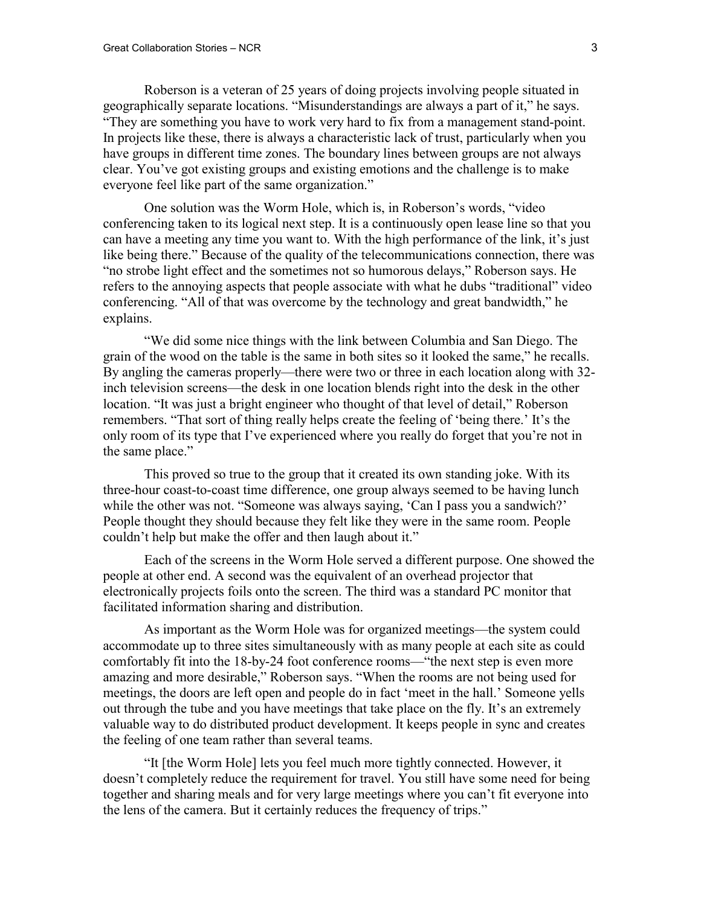Roberson is a veteran of 25 years of doing projects involving people situated in geographically separate locations. "Misunderstandings are always a part of it," he says. "They are something you have to work very hard to fix from a management stand-point. In projects like these, there is always a characteristic lack of trust, particularly when you have groups in different time zones. The boundary lines between groups are not always clear. You've got existing groups and existing emotions and the challenge is to make everyone feel like part of the same organization."

One solution was the Worm Hole, which is, in Roberson's words, "video conferencing taken to its logical next step. It is a continuously open lease line so that you can have a meeting any time you want to. With the high performance of the link, it's just like being there." Because of the quality of the telecommunications connection, there was "no strobe light effect and the sometimes not so humorous delays," Roberson says. He refers to the annoying aspects that people associate with what he dubs "traditional" video conferencing. "All of that was overcome by the technology and great bandwidth," he explains.

"We did some nice things with the link between Columbia and San Diego. The grain of the wood on the table is the same in both sites so it looked the same," he recalls. By angling the cameras properly—there were two or three in each location along with 32-inch television screens—the desk in one location blends right into the desk in the other location. "It was just a bright engineer who thought of that level of detail," Roberson remembers. "That sort of thing really helps create the feeling of 'being there.' It's the only room of its type that I've experienced where you really do forget that you're not in the same place."

This proved so true to the group that it created its own standing joke. With its three-hour coast-to-coast time difference, one group always seemed to be having lunch while the other was not. "Someone was always saying, 'Can I pass you a sandwich?' People thought they should because they felt like they were in the same room. People couldn't help but make the offer and then laugh about it."

Each of the screens in the Worm Hole served a different purpose. One showed the people at other end. A second was the equivalent of an overhead projector that electronically projects foils onto the screen. The third was a standard PC monitor that facilitated information sharing and distribution.

As important as the Worm Hole was for organized meetings—the system could accommodate up to three sites simultaneously with as many people at each site as could comfortably fit into the 18-by-24 foot conference rooms—"the next step is even more amazing and more desirable," Roberson says. "When the rooms are not being used for meetings, the doors are left open and people do in fact 'meet in the hall.' Someone yells out through the tube and you have meetings that take place on the fly. It's an extremely valuable way to do distributed product development. It keeps people in sync and creates the feeling of one team rather than several teams.

"It [the Worm Hole] lets you feel much more tightly connected. However, it doesn't completely reduce the requirement for travel. You still have some need for being together and sharing meals and for very large meetings where you can't fit everyone into the lens of the camera. But it certainly reduces the frequency of trips."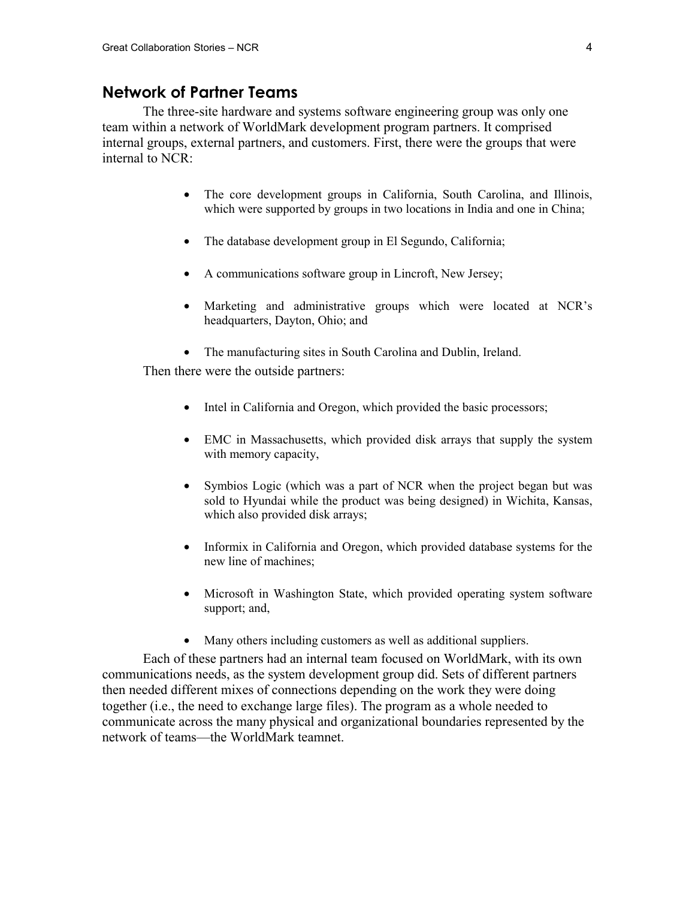## Network of Partner Teams

The three-site hardware and systems software engineering group was only one team within a network of WorldMark development program partners. It comprised internal groups, external partners, and customers. First, there were the groups that were internal to NCR:

- The core development groups in California, South Carolina, and Illinois, which were supported by groups in two locations in India and one in China;
- The database development group in El Segundo, California;
- A communications software group in Lincroft, New Jersey;
- Marketing and administrative groups which were located at NCR's headquarters, Dayton, Ohio; and
- The manufacturing sites in South Carolina and Dublin, Ireland.

Then there were the outside partners:

- Intel in California and Oregon, which provided the basic processors;
- EMC in Massachusetts, which provided disk arrays that supply the system with memory capacity,
- Symbios Logic (which was a part of NCR when the project began but was sold to Hyundai while the product was being designed) in Wichita, Kansas, which also provided disk arrays;
- Informix in California and Oregon, which provided database systems for the new line of machines;
- Microsoft in Washington State, which provided operating system software support; and,
- Many others including customers as well as additional suppliers.

Each of these partners had an internal team focused on WorldMark, with its own communications needs, as the system development group did. Sets of different partners then needed different mixes of connections depending on the work they were doing together (i.e., the need to exchange large files). The program as a whole needed to communicate across the many physical and organizational boundaries represented by the network of teams—the WorldMark teamnet.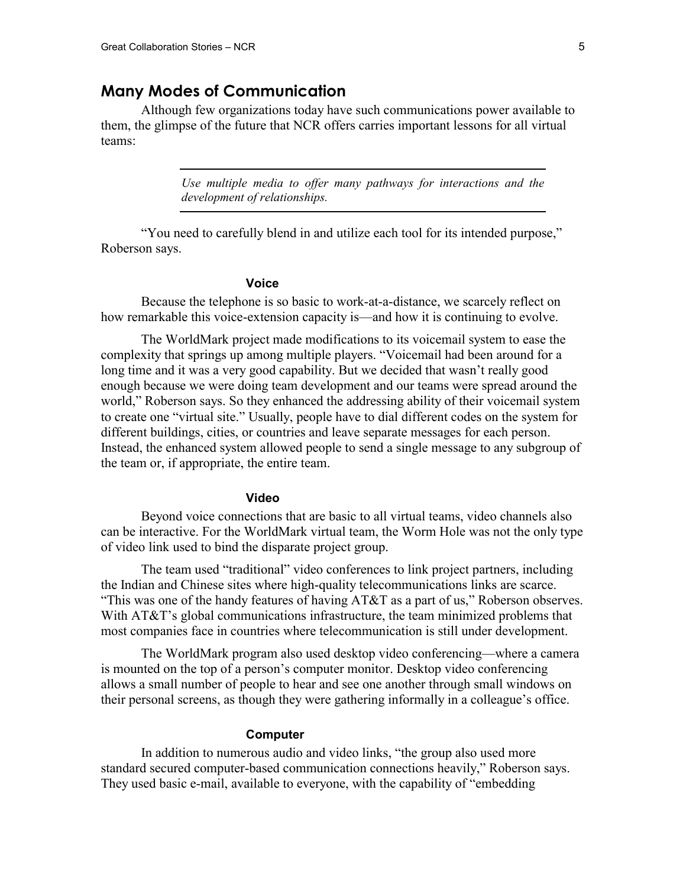## Many Modes of Communication

Although few organizations today have such communications power available to them, the glimpse of the future that NCR offers carries important lessons for all virtual teams:

> *Use multiple media to offer many pathways for interactions and the development of relationships.*

"You need to carefully blend in and utilize each tool for its intended purpose," Roberson says.

### Voice

Because the telephone is so basic to work-at-a-distance, we scarcely reflect on how remarkable this voice-extension capacity is—and how it is continuing to evolve.

The WorldMark project made modifications to its voicemail system to ease the complexity that springs up among multiple players. "Voicemail had been around for a long time and it was a very good capability. But we decided that wasn't really good enough because we were doing team development and our teams were spread around the world," Roberson says. So they enhanced the addressing ability of their voicemail system to create one "virtual site." Usually, people have to dial different codes on the system for different buildings, cities, or countries and leave separate messages for each person. Instead, the enhanced system allowed people to send a single message to any subgroup of the team or, if appropriate, the entire team.

### Video

Beyond voice connections that are basic to all virtual teams, video channels also can be interactive. For the WorldMark virtual team, the Worm Hole was not the only type of video link used to bind the disparate project group.

The team used "traditional" video conferences to link project partners, including the Indian and Chinese sites where high-quality telecommunications links are scarce. "This was one of the handy features of having AT&T as a part of us," Roberson observes. With AT&T's global communications infrastructure, the team minimized problems that most companies face in countries where telecommunication is still under development.

The WorldMark program also used desktop video conferencing—where a camera is mounted on the top of a person's computer monitor. Desktop video conferencing allows a small number of people to hear and see one another through small windows on their personal screens, as though they were gathering informally in a colleague's office.

### Computer

In addition to numerous audio and video links, "the group also used more standard secured computer-based communication connections heavily," Roberson says. They used basic e-mail, available to everyone, with the capability of "embedding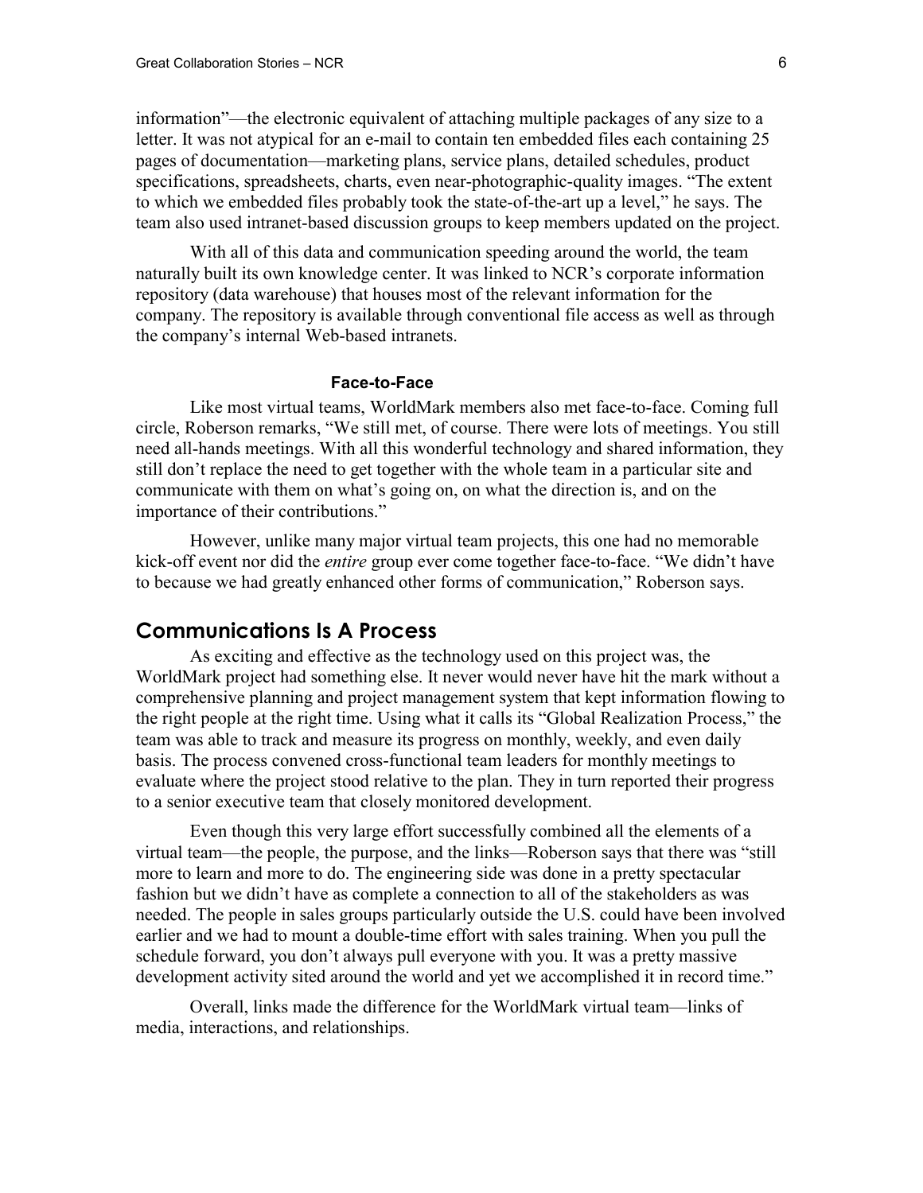information"—the electronic equivalent of attaching multiple packages of any size to a letter. It was not atypical for an e-mail to contain ten embedded files each containing 25 pages of documentation—marketing plans, service plans, detailed schedules, product specifications, spreadsheets, charts, even near-photographic-quality images. "The extent to which we embedded files probably took the state-of-the-art up a level," he says. The team also used intranet-based discussion groups to keep members updated on the project.

With all of this data and communication speeding around the world, the team naturally built its own knowledge center. It was linked to NCR's corporate information repository (data warehouse) that houses most of the relevant information for the company. The repository is available through conventional file access as well as through the company's internal Web-based intranets.

### Face-to-Face

Like most virtual teams, WorldMark members also met face-to-face. Coming full circle, Roberson remarks, "We still met, of course. There were lots of meetings. You still need all-hands meetings. With all this wonderful technology and shared information, they still don't replace the need to get together with the whole team in a particular site and communicate with them on what's going on, on what the direction is, and on the importance of their contributions."

However, unlike many major virtual team projects, this one had no memorable kick-off event nor did the *entire* group ever come together face-to-face. "We didn't have to because we had greatly enhanced other forms of communication," Roberson says.

## Communications Is A Process

As exciting and effective as the technology used on this project was, the WorldMark project had something else. It never would never have hit the mark without a comprehensive planning and project management system that kept information flowing to the right people at the right time. Using what it calls its "Global Realization Process," the team was able to track and measure its progress on monthly, weekly, and even daily basis. The process convened cross-functional team leaders for monthly meetings to evaluate where the project stood relative to the plan. They in turn reported their progress to a senior executive team that closely monitored development.

Even though this very large effort successfully combined all the elements of a virtual team—the people, the purpose, and the links—Roberson says that there was "still more to learn and more to do. The engineering side was done in a pretty spectacular fashion but we didn't have as complete a connection to all of the stakeholders as was needed. The people in sales groups particularly outside the U.S. could have been involved earlier and we had to mount a double-time effort with sales training. When you pull the schedule forward, you don't always pull everyone with you. It was a pretty massive development activity sited around the world and yet we accomplished it in record time."

Overall, links made the difference for the WorldMark virtual team—links of media, interactions, and relationships.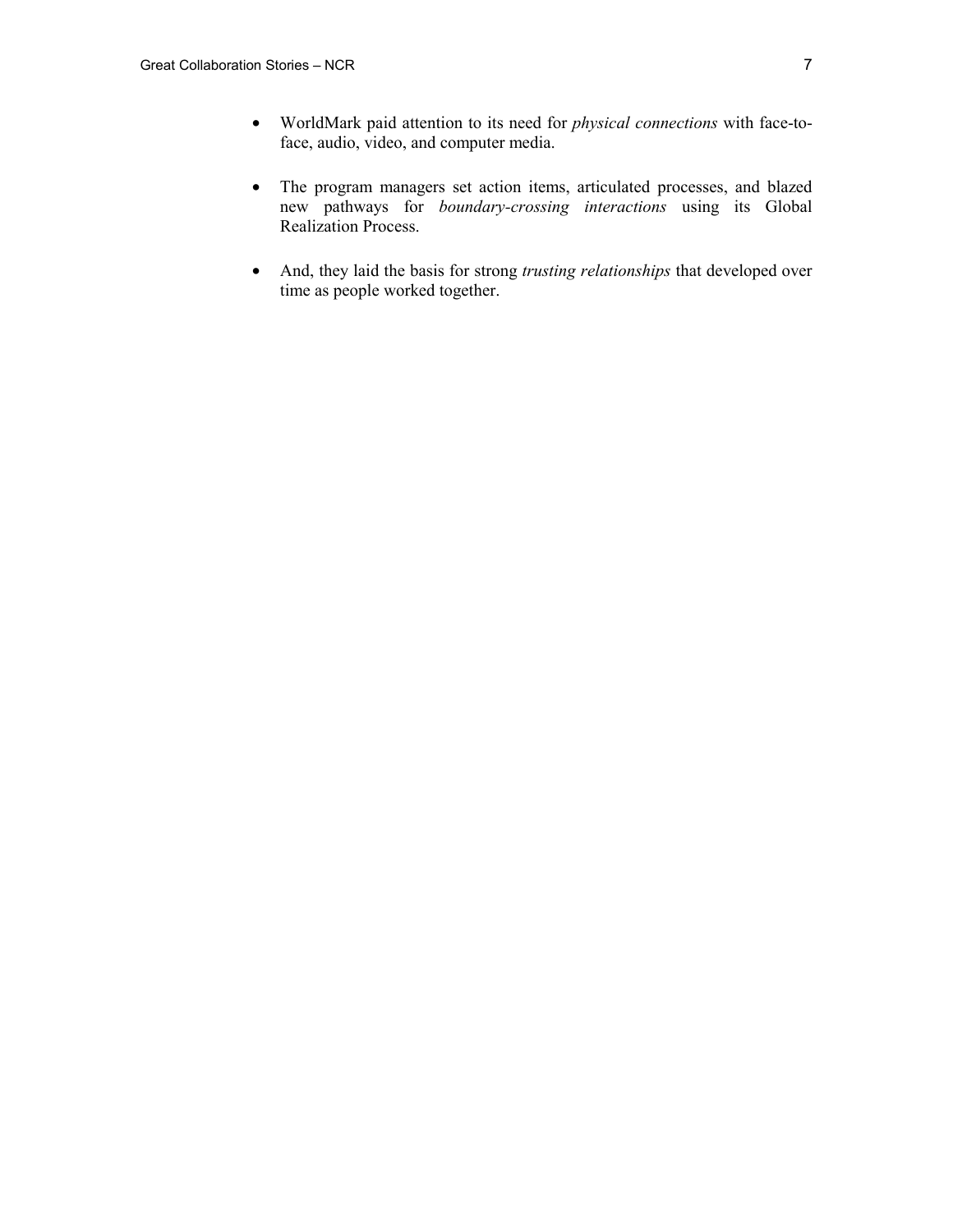- WorldMark paid attention to its need for *physical connections* with face-to-face, audio, video, and computer media.

- The program managers set action items, articulated processes, and blazed new pathways for *boundary-crossing interactions* using its Global Realization Process.

- And, they laid the basis for strong *trusting relationships* that developed over time as people worked together.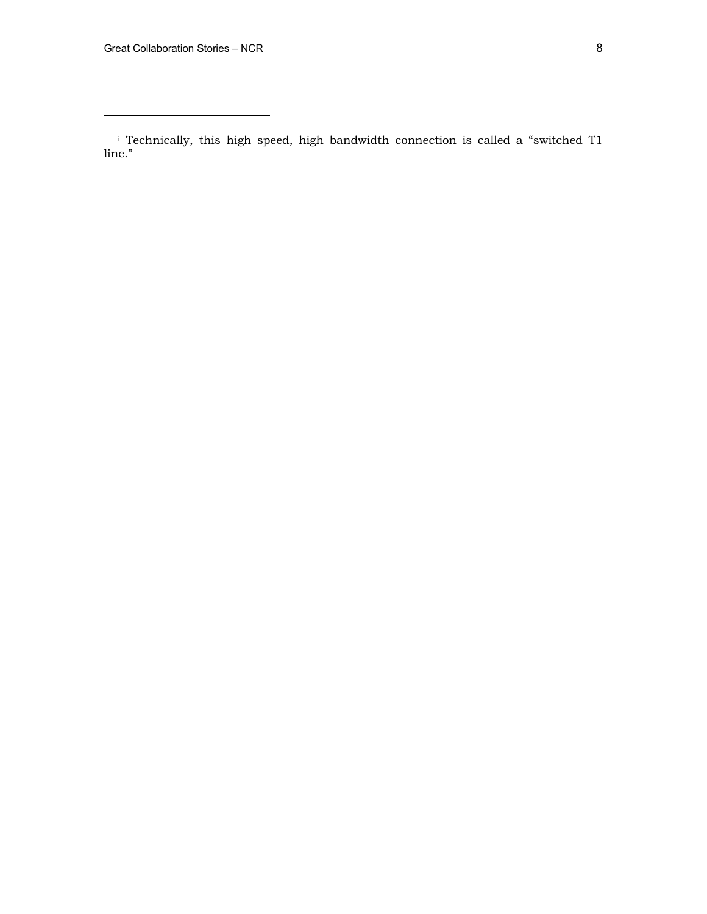---

[i] Technically, this high speed, high bandwidth connection is called a "switched T1 line."